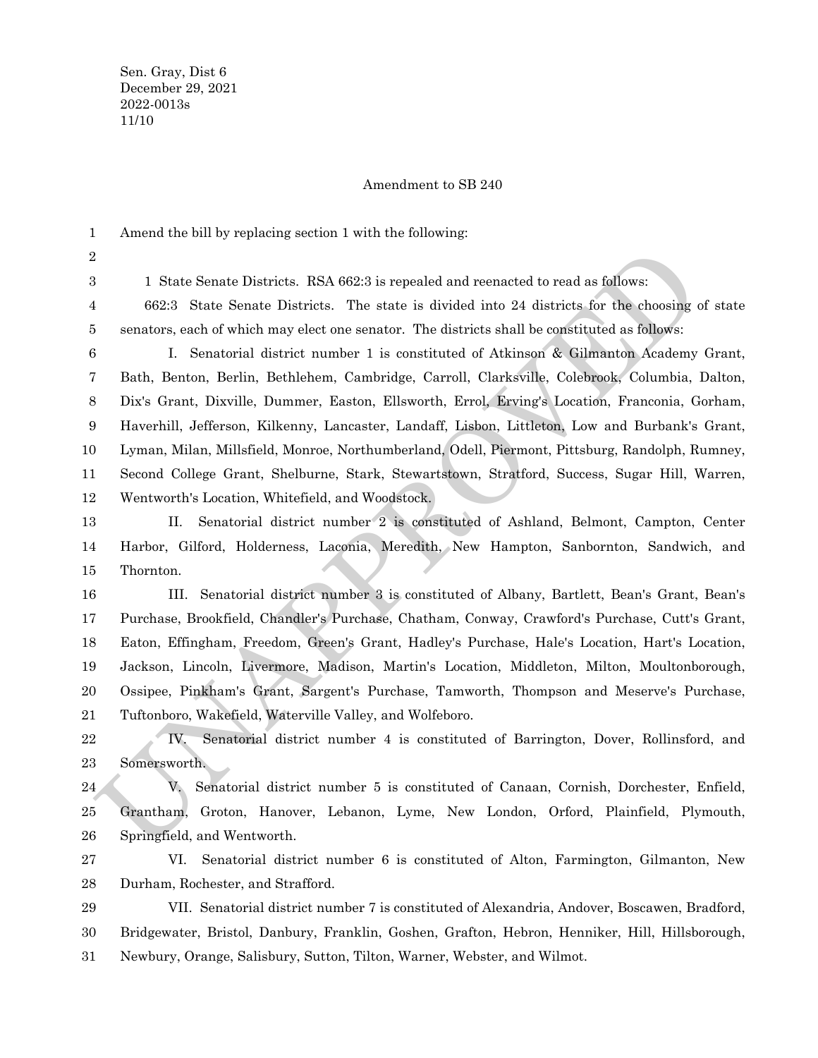Sen. Gray, Dist 6
December 29, 2021
2022-0013s
11/10

Amendment to SB 240

Amend the bill by replacing section 1 with the following:

1 State Senate Districts. RSA 662:3 is repealed and reenacted to read as follows:

662:3 State Senate Districts. The state is divided into 24 districts for the choosing of state senators, each of which may elect one senator. The districts shall be constituted as follows:

I. Senatorial district number 1 is constituted of Atkinson & Gilmanton Academy Grant, Bath, Benton, Berlin, Bethlehem, Cambridge, Carroll, Clarksville, Colebrook, Columbia, Dalton, Dix's Grant, Dixville, Dummer, Easton, Ellsworth, Errol, Erving's Location, Franconia, Gorham, Haverhill, Jefferson, Kilkenny, Lancaster, Landaff, Lisbon, Littleton, Low and Burbank's Grant, Lyman, Milan, Millsfield, Monroe, Northumberland, Odell, Piermont, Pittsburg, Randolph, Rumney, Second College Grant, Shelburne, Stark, Stewartstown, Stratford, Success, Sugar Hill, Warren, Wentworth's Location, Whitefield, and Woodstock.

II. Senatorial district number 2 is constituted of Ashland, Belmont, Campton, Center Harbor, Gilford, Holderness, Laconia, Meredith, New Hampton, Sanbornton, Sandwich, and Thornton.

III. Senatorial district number 3 is constituted of Albany, Bartlett, Bean's Grant, Bean's Purchase, Brookfield, Chandler's Purchase, Chatham, Conway, Crawford's Purchase, Cutt's Grant, Eaton, Effingham, Freedom, Green's Grant, Hadley's Purchase, Hale's Location, Hart's Location, Jackson, Lincoln, Livermore, Madison, Martin's Location, Middleton, Milton, Moultonborough, Ossipee, Pinkham's Grant, Sargent's Purchase, Tamworth, Thompson and Meserve's Purchase, Tuftonboro, Wakefield, Waterville Valley, and Wolfeboro.

IV. Senatorial district number 4 is constituted of Barrington, Dover, Rollinsford, and Somersworth.

V. Senatorial district number 5 is constituted of Canaan, Cornish, Dorchester, Enfield, Grantham, Groton, Hanover, Lebanon, Lyme, New London, Orford, Plainfield, Plymouth, Springfield, and Wentworth.

VI. Senatorial district number 6 is constituted of Alton, Farmington, Gilmanton, New Durham, Rochester, and Strafford.

VII. Senatorial district number 7 is constituted of Alexandria, Andover, Boscawen, Bradford, Bridgewater, Bristol, Danbury, Franklin, Goshen, Grafton, Hebron, Henniker, Hill, Hillsborough, Newbury, Orange, Salisbury, Sutton, Tilton, Warner, Webster, and Wilmot.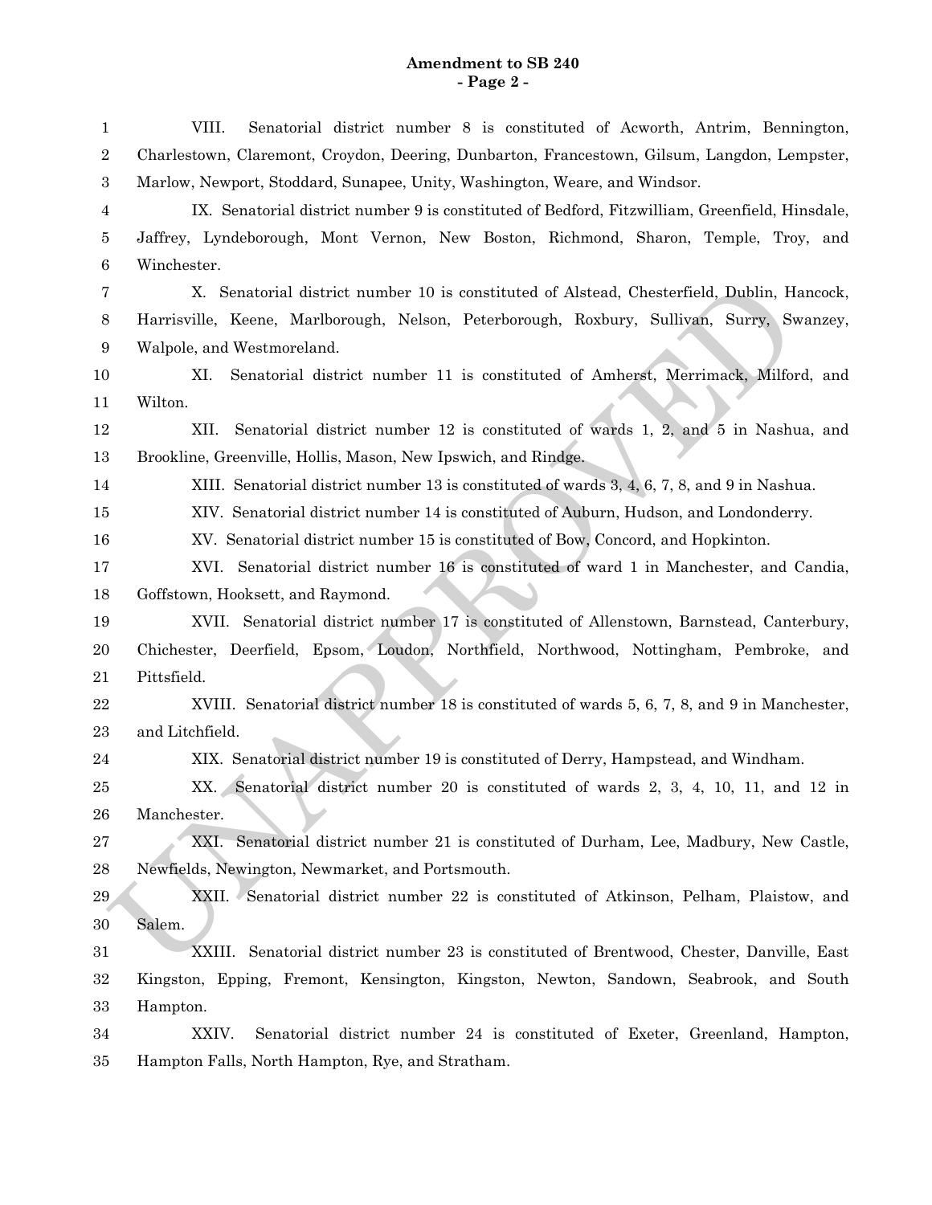VIII. Senatorial district number 8 is constituted of Acworth, Antrim, Bennington, Charlestown, Claremont, Croydon, Deering, Dunbarton, Francestown, Gilsum, Langdon, Lempster, Marlow, Newport, Stoddard, Sunapee, Unity, Washington, Weare, and Windsor.

IX. Senatorial district number 9 is constituted of Bedford, Fitzwilliam, Greenfield, Hinsdale, Jaffrey, Lyndeborough, Mont Vernon, New Boston, Richmond, Sharon, Temple, Troy, and Winchester.

X. Senatorial district number 10 is constituted of Alstead, Chesterfield, Dublin, Hancock, Harrisville, Keene, Marlborough, Nelson, Peterborough, Roxbury, Sullivan, Surry, Swanzey, Walpole, and Westmoreland.

XI. Senatorial district number 11 is constituted of Amherst, Merrimack, Milford, and Wilton.

XII. Senatorial district number 12 is constituted of wards 1, 2, and 5 in Nashua, and Brookline, Greenville, Hollis, Mason, New Ipswich, and Rindge.

XIII. Senatorial district number 13 is constituted of wards 3, 4, 6, 7, 8, and 9 in Nashua.

XIV. Senatorial district number 14 is constituted of Auburn, Hudson, and Londonderry.

XV. Senatorial district number 15 is constituted of Bow, Concord, and Hopkinton.

XVI. Senatorial district number 16 is constituted of ward 1 in Manchester, and Candia, Goffstown, Hooksett, and Raymond.

XVII. Senatorial district number 17 is constituted of Allenstown, Barnstead, Canterbury, Chichester, Deerfield, Epsom, Loudon, Northfield, Northwood, Nottingham, Pembroke, and Pittsfield.

XVIII. Senatorial district number 18 is constituted of wards 5, 6, 7, 8, and 9 in Manchester, and Litchfield.

XIX. Senatorial district number 19 is constituted of Derry, Hampstead, and Windham.

XX. Senatorial district number 20 is constituted of wards 2, 3, 4, 10, 11, and 12 in Manchester.

XXI. Senatorial district number 21 is constituted of Durham, Lee, Madbury, New Castle, Newfields, Newington, Newmarket, and Portsmouth.

XXII. Senatorial district number 22 is constituted of Atkinson, Pelham, Plaistow, and Salem.

XXIII. Senatorial district number 23 is constituted of Brentwood, Chester, Danville, East Kingston, Epping, Fremont, Kensington, Kingston, Newton, Sandown, Seabrook, and South Hampton.

XXIV. Senatorial district number 24 is constituted of Exeter, Greenland, Hampton, Hampton Falls, North Hampton, Rye, and Stratham.